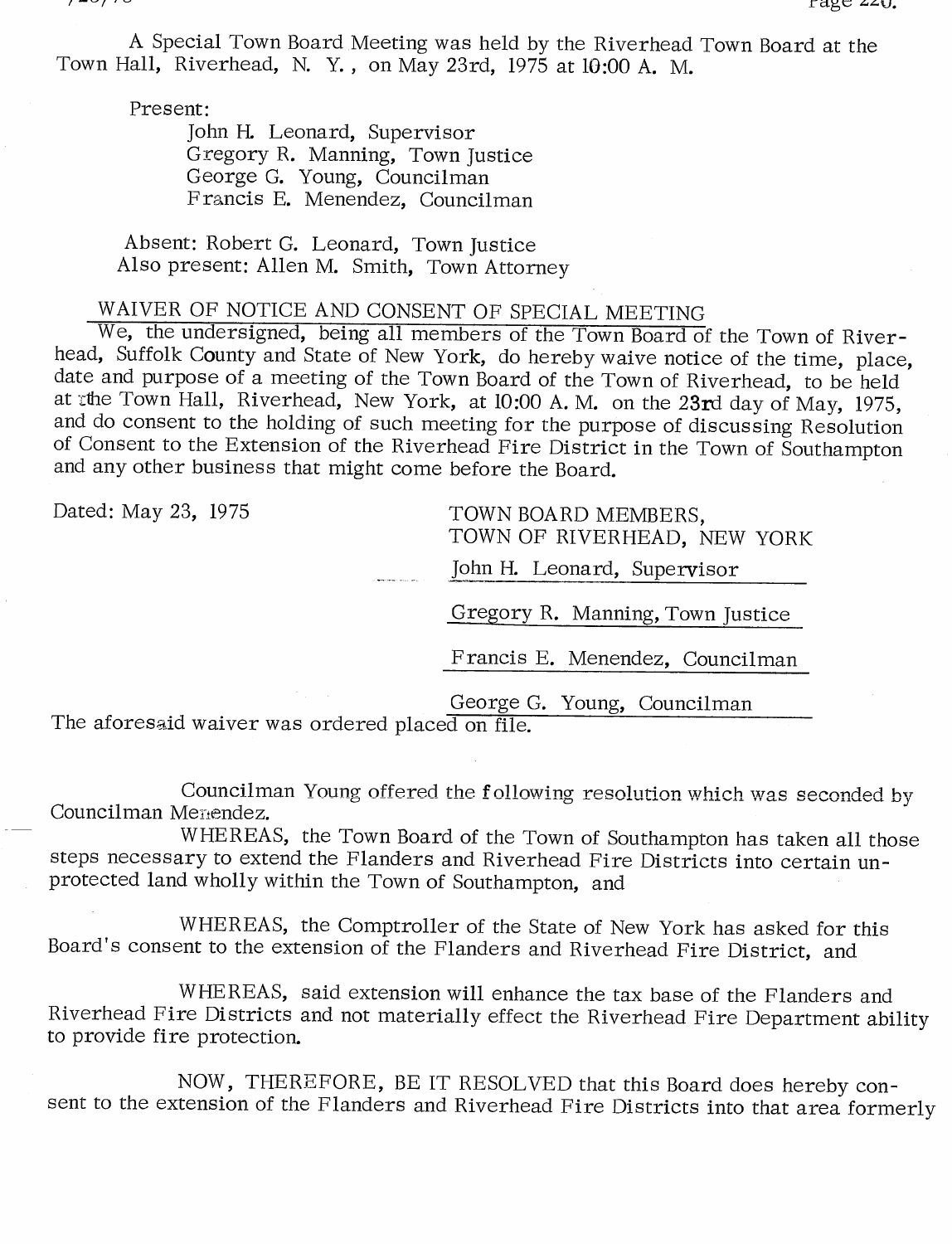A Special Town Board Meeting was held by the Riverhead Town Board at the Town Hall, Riverhead, N. Y., on May 23rd, 1975 at 10:00 A. M.

Present:
John H. Leonard, Supervisor
Gregory R. Manning, Town Justice
George G. Young, Councilman
Francis E. Menendez, Councilman

Absent: Robert G. Leonard, Town Justice
Also present: Allen M. Smith, Town Attorney

WAIVER OF NOTICE AND CONSENT OF SPECIAL MEETING

We, the undersigned, being all members of the Town Board of the Town of Riverhead, Suffolk County and State of New York, do hereby waive notice of the time, place, date and purpose of a meeting of the Town Board of the Town of Riverhead, to be held at the Town Hall, Riverhead, New York, at 10:00 A. M. on the 23rd day of May, 1975, and do consent to the holding of such meeting for the purpose of discussing Resolution of Consent to the Extension of the Riverhead Fire District in the Town of Southampton and any other business that might come before the Board.

Dated: May 23, 1975

TOWN BOARD MEMBERS,
TOWN OF RIVERHEAD, NEW YORK

John H. Leonard, Supervisor

Gregory R. Manning, Town Justice

Francis E. Menendez, Councilman

George G. Young, Councilman

The aforesaid waiver was ordered placed on file.

Councilman Young offered the following resolution which was seconded by Councilman Menendez.

WHEREAS, the Town Board of the Town of Southampton has taken all those steps necessary to extend the Flanders and Riverhead Fire Districts into certain unprotected land wholly within the Town of Southampton, and

WHEREAS, the Comptroller of the State of New York has asked for this Board's consent to the extension of the Flanders and Riverhead Fire District, and

WHEREAS, said extension will enhance the tax base of the Flanders and Riverhead Fire Districts and not materially effect the Riverhead Fire Department ability to provide fire protection.

NOW, THEREFORE, BE IT RESOLVED that this Board does hereby consent to the extension of the Flanders and Riverhead Fire Districts into that area formerly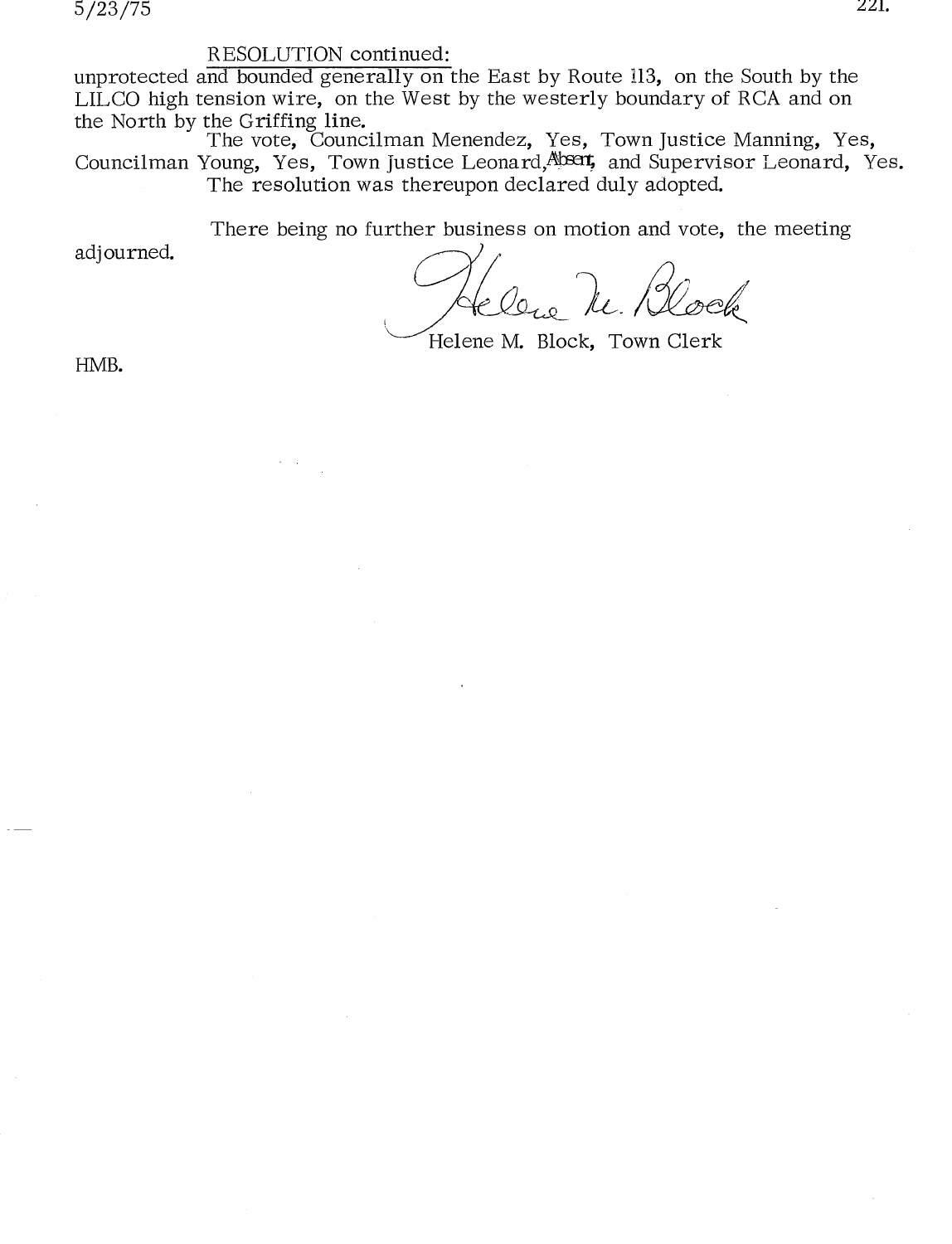RESOLUTION continued:

unprotected and bounded generally on the East by Route 113, on the South by the LILCO high tension wire, on the West by the westerly boundary of RCA and on the North by the Griffing line.

The vote, Councilman Menendez, Yes, Town Justice Manning, Yes, Councilman Young, Yes, Town Justice Leonard, Absent, and Supervisor Leonard, Yes. The resolution was thereupon declared duly adopted.

There being no further business on motion and vote, the meeting adjourned.

Helene M. Block, Town Clerk

HMB.